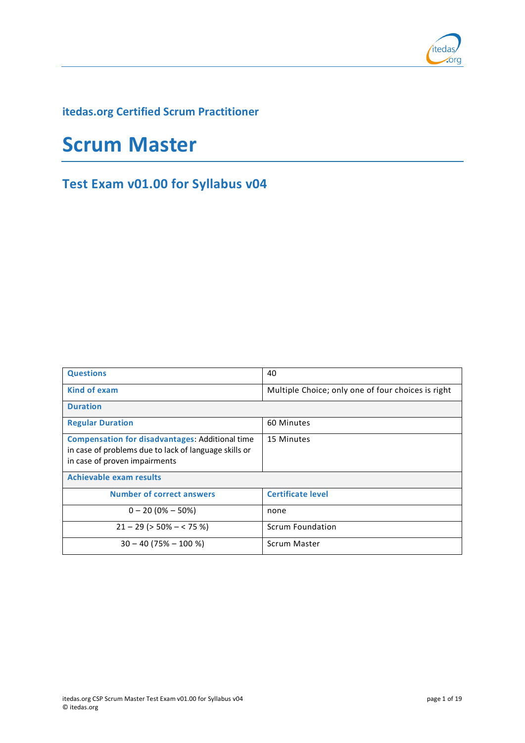## itedas.org Certified Scrum Practitioner

# Scrum Master

## Test Exam v01.00 for Syllabus v04

| **Questions** | 40 |
|---|---|
| **Kind of exam** | Multiple Choice; only one of four choices is right |
| **Duration** | |
| **Regular Duration** | 60 Minutes |
| **Compensation for disadvantages**: Additional time in case of problems due to lack of language skills or in case of proven impairments | 15 Minutes |
| **Achievable exam results** | |
| **Number of correct answers** | **Certificate level** |
| 0 – 20 (0% – 50%) | none |
| 21 – 29 (> 50% – < 75 %) | Scrum Foundation |
| 30 – 40 (75% – 100 %) | Scrum Master |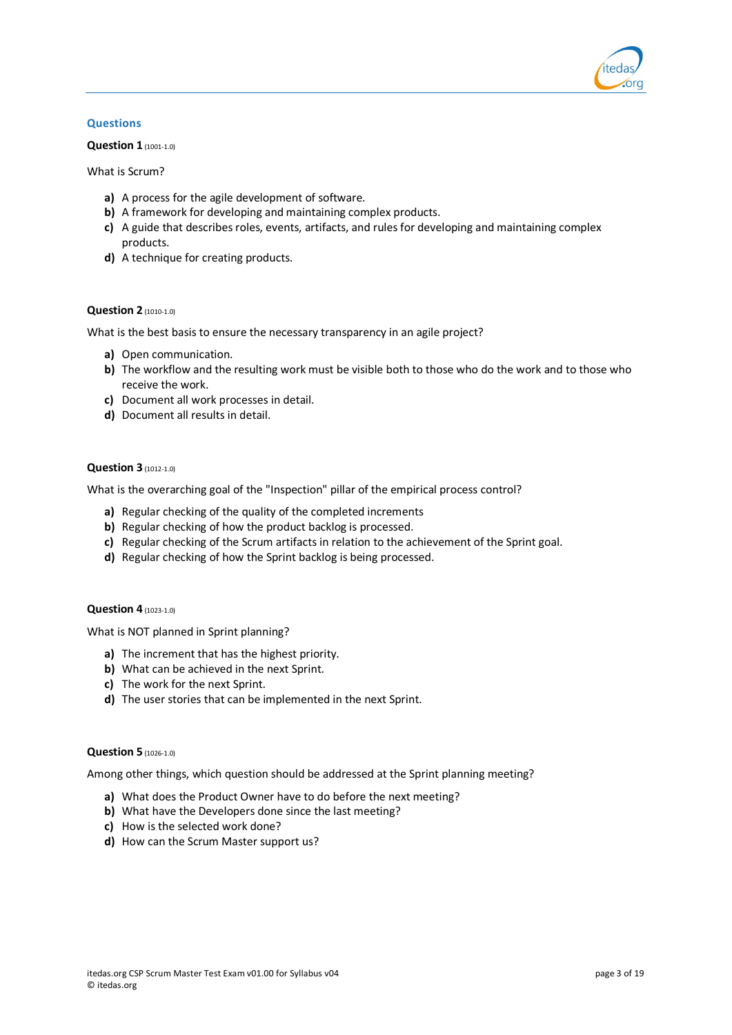## Questions

**Question 1** (1001-1.0)

What is Scrum?

- **a)** A process for the agile development of software.
- **b)** A framework for developing and maintaining complex products.
- **c)** A guide that describes roles, events, artifacts, and rules for developing and maintaining complex products.
- **d)** A technique for creating products.

**Question 2** (1010-1.0)

What is the best basis to ensure the necessary transparency in an agile project?

- **a)** Open communication.
- **b)** The workflow and the resulting work must be visible both to those who do the work and to those who receive the work.
- **c)** Document all work processes in detail.
- **d)** Document all results in detail.

**Question 3** (1012-1.0)

What is the overarching goal of the "Inspection" pillar of the empirical process control?

- **a)** Regular checking of the quality of the completed increments
- **b)** Regular checking of how the product backlog is processed.
- **c)** Regular checking of the Scrum artifacts in relation to the achievement of the Sprint goal.
- **d)** Regular checking of how the Sprint backlog is being processed.

**Question 4** (1023-1.0)

What is NOT planned in Sprint planning?

- **a)** The increment that has the highest priority.
- **b)** What can be achieved in the next Sprint.
- **c)** The work for the next Sprint.
- **d)** The user stories that can be implemented in the next Sprint.

**Question 5** (1026-1.0)

Among other things, which question should be addressed at the Sprint planning meeting?

- **a)** What does the Product Owner have to do before the next meeting?
- **b)** What have the Developers done since the last meeting?
- **c)** How is the selected work done?
- **d)** How can the Scrum Master support us?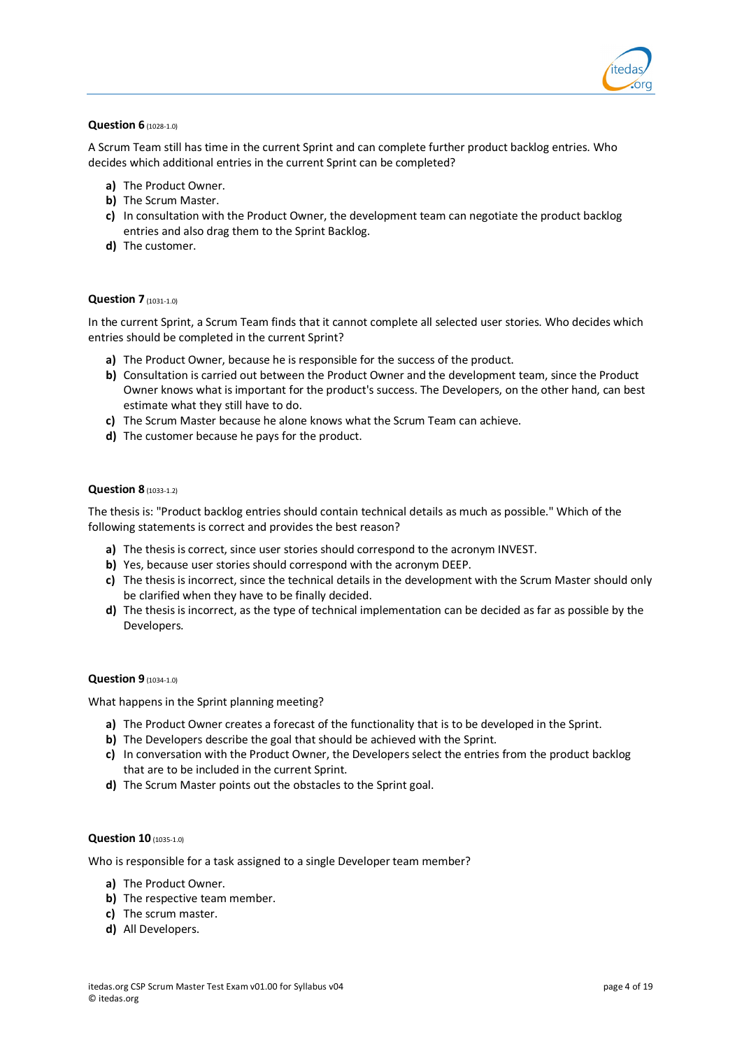**Question 6** (1028-1.0)

A Scrum Team still has time in the current Sprint and can complete further product backlog entries. Who decides which additional entries in the current Sprint can be completed?

- **a)** The Product Owner.
- **b)** The Scrum Master.
- **c)** In consultation with the Product Owner, the development team can negotiate the product backlog entries and also drag them to the Sprint Backlog.
- **d)** The customer.

**Question 7** (1031-1.0)

In the current Sprint, a Scrum Team finds that it cannot complete all selected user stories. Who decides which entries should be completed in the current Sprint?

- **a)** The Product Owner, because he is responsible for the success of the product.
- **b)** Consultation is carried out between the Product Owner and the development team, since the Product Owner knows what is important for the product's success. The Developers, on the other hand, can best estimate what they still have to do.
- **c)** The Scrum Master because he alone knows what the Scrum Team can achieve.
- **d)** The customer because he pays for the product.

**Question 8** (1033-1.2)

The thesis is: "Product backlog entries should contain technical details as much as possible." Which of the following statements is correct and provides the best reason?

- **a)** The thesis is correct, since user stories should correspond to the acronym INVEST.
- **b)** Yes, because user stories should correspond with the acronym DEEP.
- **c)** The thesis is incorrect, since the technical details in the development with the Scrum Master should only be clarified when they have to be finally decided.
- **d)** The thesis is incorrect, as the type of technical implementation can be decided as far as possible by the Developers.

**Question 9** (1034-1.0)

What happens in the Sprint planning meeting?

- **a)** The Product Owner creates a forecast of the functionality that is to be developed in the Sprint.
- **b)** The Developers describe the goal that should be achieved with the Sprint.
- **c)** In conversation with the Product Owner, the Developers select the entries from the product backlog that are to be included in the current Sprint.
- **d)** The Scrum Master points out the obstacles to the Sprint goal.

**Question 10** (1035-1.0)

Who is responsible for a task assigned to a single Developer team member?

- **a)** The Product Owner.
- **b)** The respective team member.
- **c)** The scrum master.
- **d)** All Developers.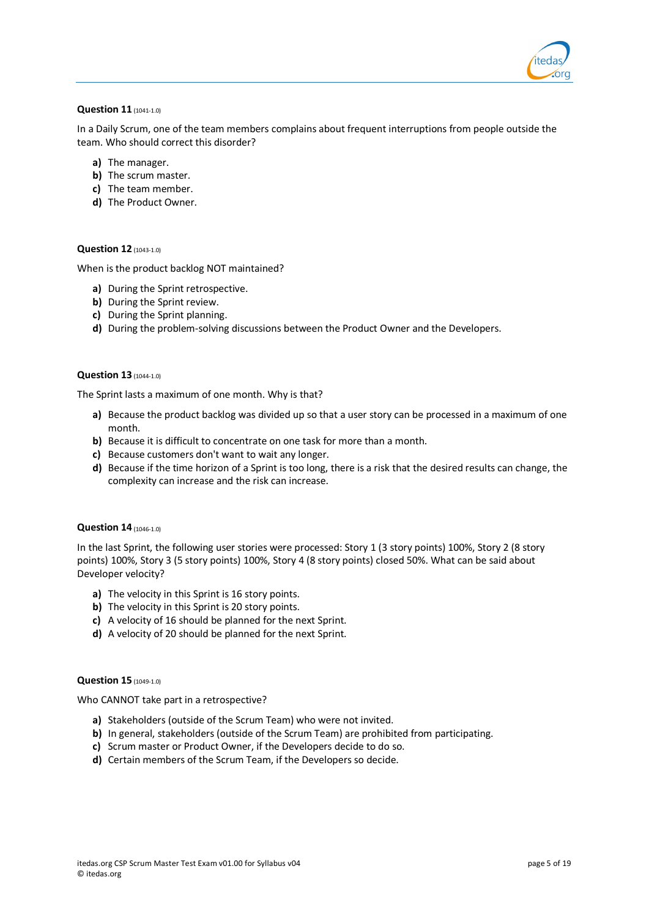**Question 11** (1041-1.0)

In a Daily Scrum, one of the team members complains about frequent interruptions from people outside the team. Who should correct this disorder?

**a)** The manager.
**b)** The scrum master.
**c)** The team member.
**d)** The Product Owner.

**Question 12** (1043-1.0)

When is the product backlog NOT maintained?

**a)** During the Sprint retrospective.
**b)** During the Sprint review.
**c)** During the Sprint planning.
**d)** During the problem-solving discussions between the Product Owner and the Developers.

**Question 13** (1044-1.0)

The Sprint lasts a maximum of one month. Why is that?

**a)** Because the product backlog was divided up so that a user story can be processed in a maximum of one month.
**b)** Because it is difficult to concentrate on one task for more than a month.
**c)** Because customers don't want to wait any longer.
**d)** Because if the time horizon of a Sprint is too long, there is a risk that the desired results can change, the complexity can increase and the risk can increase.

**Question 14** (1046-1.0)

In the last Sprint, the following user stories were processed: Story 1 (3 story points) 100%, Story 2 (8 story points) 100%, Story 3 (5 story points) 100%, Story 4 (8 story points) closed 50%. What can be said about Developer velocity?

**a)** The velocity in this Sprint is 16 story points.
**b)** The velocity in this Sprint is 20 story points.
**c)** A velocity of 16 should be planned for the next Sprint.
**d)** A velocity of 20 should be planned for the next Sprint.

**Question 15** (1049-1.0)

Who CANNOT take part in a retrospective?

**a)** Stakeholders (outside of the Scrum Team) who were not invited.
**b)** In general, stakeholders (outside of the Scrum Team) are prohibited from participating.
**c)** Scrum master or Product Owner, if the Developers decide to do so.
**d)** Certain members of the Scrum Team, if the Developers so decide.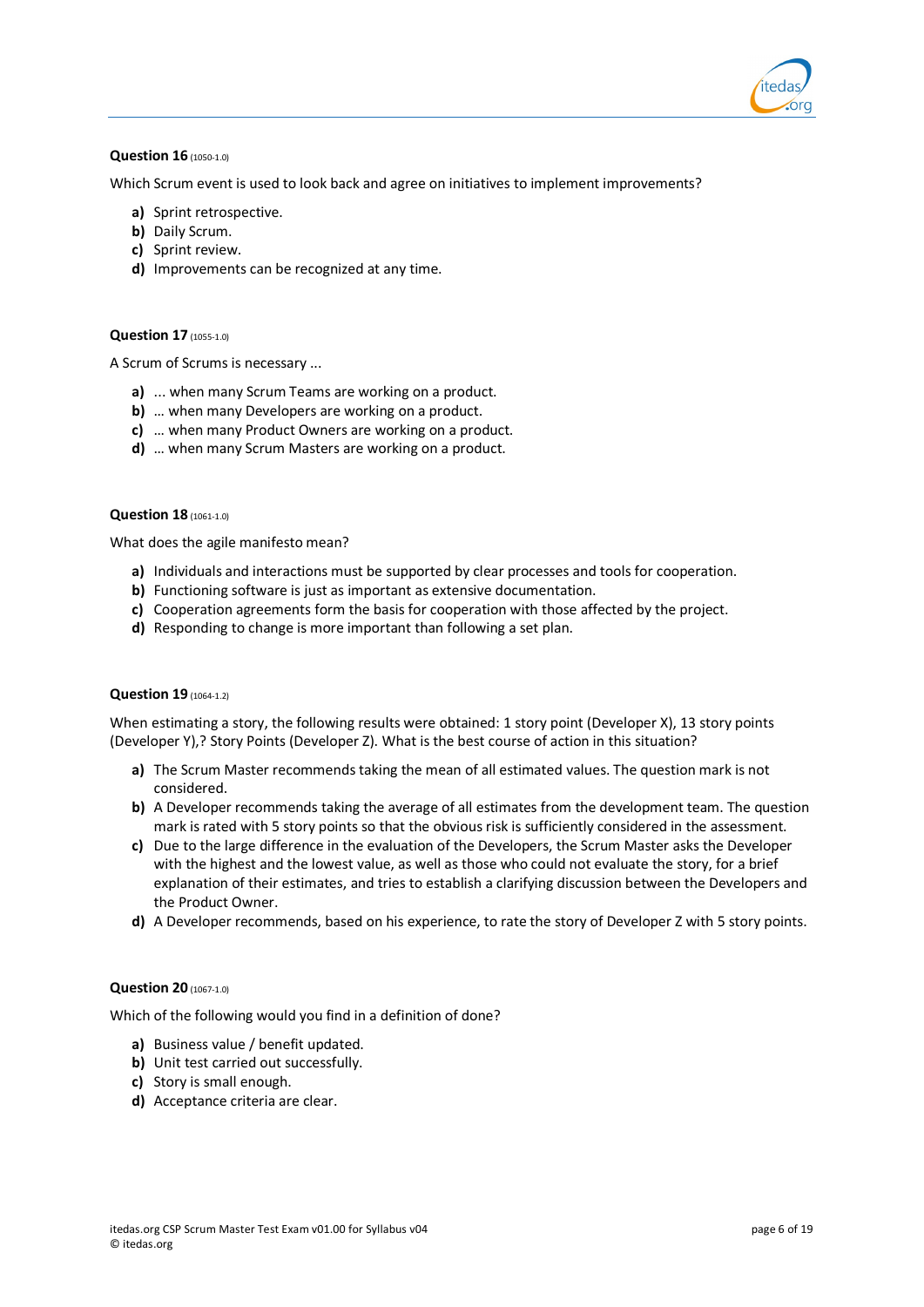**Question 16** (1050-1.0)

Which Scrum event is used to look back and agree on initiatives to implement improvements?

- **a)** Sprint retrospective.
- **b)** Daily Scrum.
- **c)** Sprint review.
- **d)** Improvements can be recognized at any time.

**Question 17** (1055-1.0)

A Scrum of Scrums is necessary ...

- **a)** ... when many Scrum Teams are working on a product.
- **b)** … when many Developers are working on a product.
- **c)** … when many Product Owners are working on a product.
- **d)** … when many Scrum Masters are working on a product.

**Question 18** (1061-1.0)

What does the agile manifesto mean?

- **a)** Individuals and interactions must be supported by clear processes and tools for cooperation.
- **b)** Functioning software is just as important as extensive documentation.
- **c)** Cooperation agreements form the basis for cooperation with those affected by the project.
- **d)** Responding to change is more important than following a set plan.

**Question 19** (1064-1.2)

When estimating a story, the following results were obtained: 1 story point (Developer X), 13 story points (Developer Y),? Story Points (Developer Z). What is the best course of action in this situation?

- **a)** The Scrum Master recommends taking the mean of all estimated values. The question mark is not considered.
- **b)** A Developer recommends taking the average of all estimates from the development team. The question mark is rated with 5 story points so that the obvious risk is sufficiently considered in the assessment.
- **c)** Due to the large difference in the evaluation of the Developers, the Scrum Master asks the Developer with the highest and the lowest value, as well as those who could not evaluate the story, for a brief explanation of their estimates, and tries to establish a clarifying discussion between the Developers and the Product Owner.
- **d)** A Developer recommends, based on his experience, to rate the story of Developer Z with 5 story points.

**Question 20** (1067-1.0)

Which of the following would you find in a definition of done?

- **a)** Business value / benefit updated.
- **b)** Unit test carried out successfully.
- **c)** Story is small enough.
- **d)** Acceptance criteria are clear.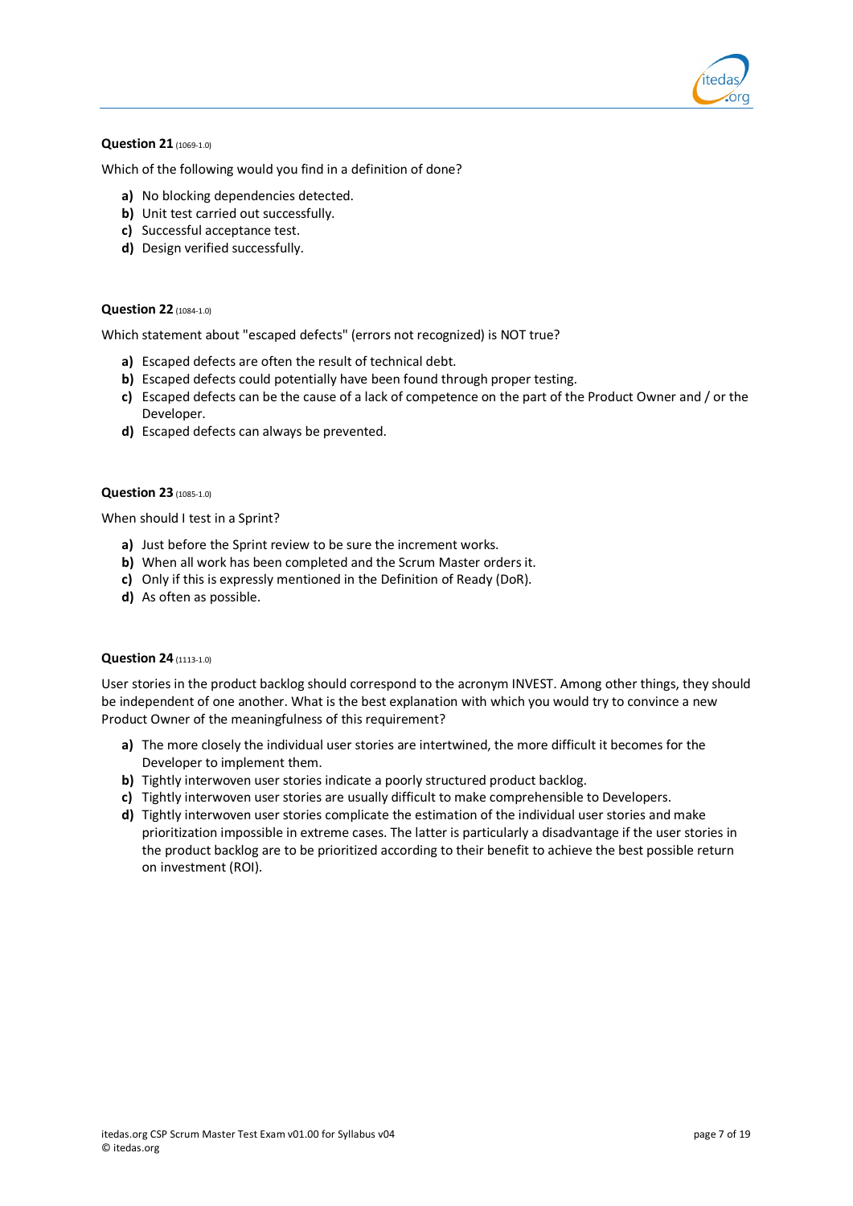**Question 21** (1069-1.0)

Which of the following would you find in a definition of done?

- **a)** No blocking dependencies detected.
- **b)** Unit test carried out successfully.
- **c)** Successful acceptance test.
- **d)** Design verified successfully.

**Question 22** (1084-1.0)

Which statement about "escaped defects" (errors not recognized) is NOT true?

- **a)** Escaped defects are often the result of technical debt.
- **b)** Escaped defects could potentially have been found through proper testing.
- **c)** Escaped defects can be the cause of a lack of competence on the part of the Product Owner and / or the Developer.
- **d)** Escaped defects can always be prevented.

**Question 23** (1085-1.0)

When should I test in a Sprint?

- **a)** Just before the Sprint review to be sure the increment works.
- **b)** When all work has been completed and the Scrum Master orders it.
- **c)** Only if this is expressly mentioned in the Definition of Ready (DoR).
- **d)** As often as possible.

**Question 24** (1113-1.0)

User stories in the product backlog should correspond to the acronym INVEST. Among other things, they should be independent of one another. What is the best explanation with which you would try to convince a new Product Owner of the meaningfulness of this requirement?

- **a)** The more closely the individual user stories are intertwined, the more difficult it becomes for the Developer to implement them.
- **b)** Tightly interwoven user stories indicate a poorly structured product backlog.
- **c)** Tightly interwoven user stories are usually difficult to make comprehensible to Developers.
- **d)** Tightly interwoven user stories complicate the estimation of the individual user stories and make prioritization impossible in extreme cases. The latter is particularly a disadvantage if the user stories in the product backlog are to be prioritized according to their benefit to achieve the best possible return on investment (ROI).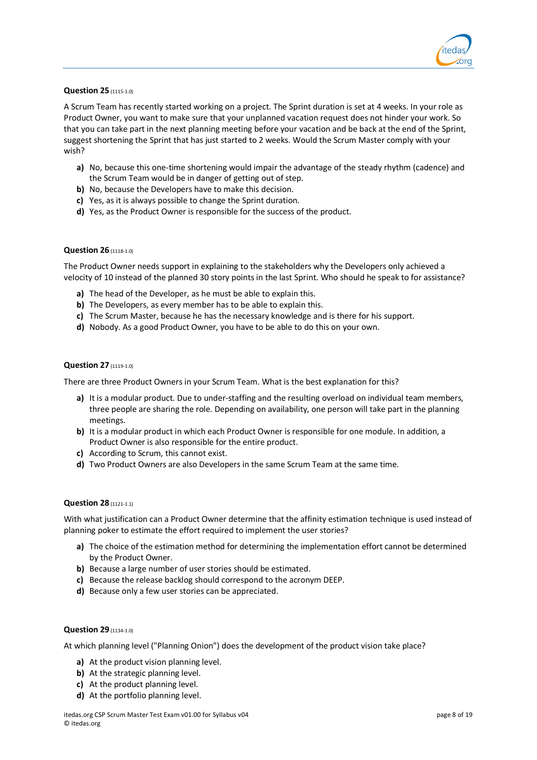**Question 25** (1115-1.0)

A Scrum Team has recently started working on a project. The Sprint duration is set at 4 weeks. In your role as Product Owner, you want to make sure that your unplanned vacation request does not hinder your work. So that you can take part in the next planning meeting before your vacation and be back at the end of the Sprint, suggest shortening the Sprint that has just started to 2 weeks. Would the Scrum Master comply with your wish?

- **a)** No, because this one-time shortening would impair the advantage of the steady rhythm (cadence) and the Scrum Team would be in danger of getting out of step.
- **b)** No, because the Developers have to make this decision.
- **c)** Yes, as it is always possible to change the Sprint duration.
- **d)** Yes, as the Product Owner is responsible for the success of the product.

**Question 26** (1118-1.0)

The Product Owner needs support in explaining to the stakeholders why the Developers only achieved a velocity of 10 instead of the planned 30 story points in the last Sprint. Who should he speak to for assistance?

- **a)** The head of the Developer, as he must be able to explain this.
- **b)** The Developers, as every member has to be able to explain this.
- **c)** The Scrum Master, because he has the necessary knowledge and is there for his support.
- **d)** Nobody. As a good Product Owner, you have to be able to do this on your own.

**Question 27** (1119-1.0)

There are three Product Owners in your Scrum Team. What is the best explanation for this?

- **a)** It is a modular product. Due to under-staffing and the resulting overload on individual team members, three people are sharing the role. Depending on availability, one person will take part in the planning meetings.
- **b)** It is a modular product in which each Product Owner is responsible for one module. In addition, a Product Owner is also responsible for the entire product.
- **c)** According to Scrum, this cannot exist.
- **d)** Two Product Owners are also Developers in the same Scrum Team at the same time.

**Question 28** (1121-1.1)

With what justification can a Product Owner determine that the affinity estimation technique is used instead of planning poker to estimate the effort required to implement the user stories?

- **a)** The choice of the estimation method for determining the implementation effort cannot be determined by the Product Owner.
- **b)** Because a large number of user stories should be estimated.
- **c)** Because the release backlog should correspond to the acronym DEEP.
- **d)** Because only a few user stories can be appreciated.

**Question 29** (1134-1.0)

At which planning level ("Planning Onion") does the development of the product vision take place?

- **a)** At the product vision planning level.
- **b)** At the strategic planning level.
- **c)** At the product planning level.
- **d)** At the portfolio planning level.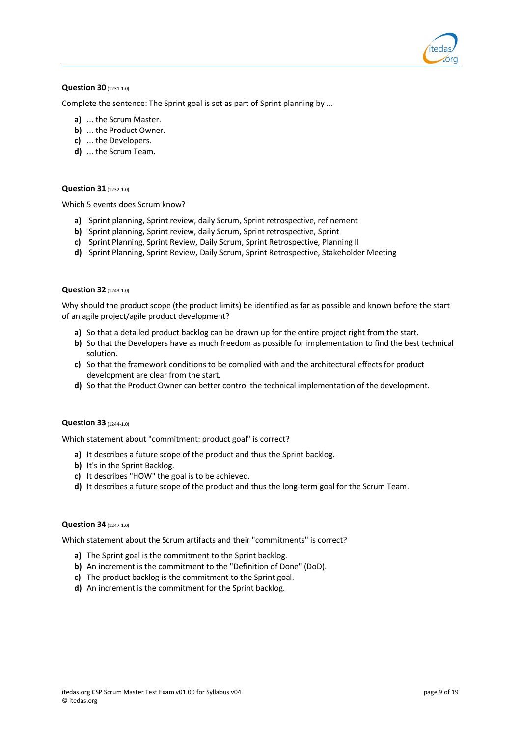**Question 30** (1231-1.0)

Complete the sentence: The Sprint goal is set as part of Sprint planning by ...

- **a)** ... the Scrum Master.
- **b)** ... the Product Owner.
- **c)** ... the Developers.
- **d)** ... the Scrum Team.

**Question 31** (1232-1.0)

Which 5 events does Scrum know?

- **a)** Sprint planning, Sprint review, daily Scrum, Sprint retrospective, refinement
- **b)** Sprint planning, Sprint review, daily Scrum, Sprint retrospective, Sprint
- **c)** Sprint Planning, Sprint Review, Daily Scrum, Sprint Retrospective, Planning II
- **d)** Sprint Planning, Sprint Review, Daily Scrum, Sprint Retrospective, Stakeholder Meeting

**Question 32** (1243-1.0)

Why should the product scope (the product limits) be identified as far as possible and known before the start of an agile project/agile product development?

- **a)** So that a detailed product backlog can be drawn up for the entire project right from the start.
- **b)** So that the Developers have as much freedom as possible for implementation to find the best technical solution.
- **c)** So that the framework conditions to be complied with and the architectural effects for product development are clear from the start.
- **d)** So that the Product Owner can better control the technical implementation of the development.

**Question 33** (1244-1.0)

Which statement about "commitment: product goal" is correct?

- **a)** It describes a future scope of the product and thus the Sprint backlog.
- **b)** It's in the Sprint Backlog.
- **c)** It describes "HOW" the goal is to be achieved.
- **d)** It describes a future scope of the product and thus the long-term goal for the Scrum Team.

**Question 34** (1247-1.0)

Which statement about the Scrum artifacts and their "commitments" is correct?

- **a)** The Sprint goal is the commitment to the Sprint backlog.
- **b)** An increment is the commitment to the "Definition of Done" (DoD).
- **c)** The product backlog is the commitment to the Sprint goal.
- **d)** An increment is the commitment for the Sprint backlog.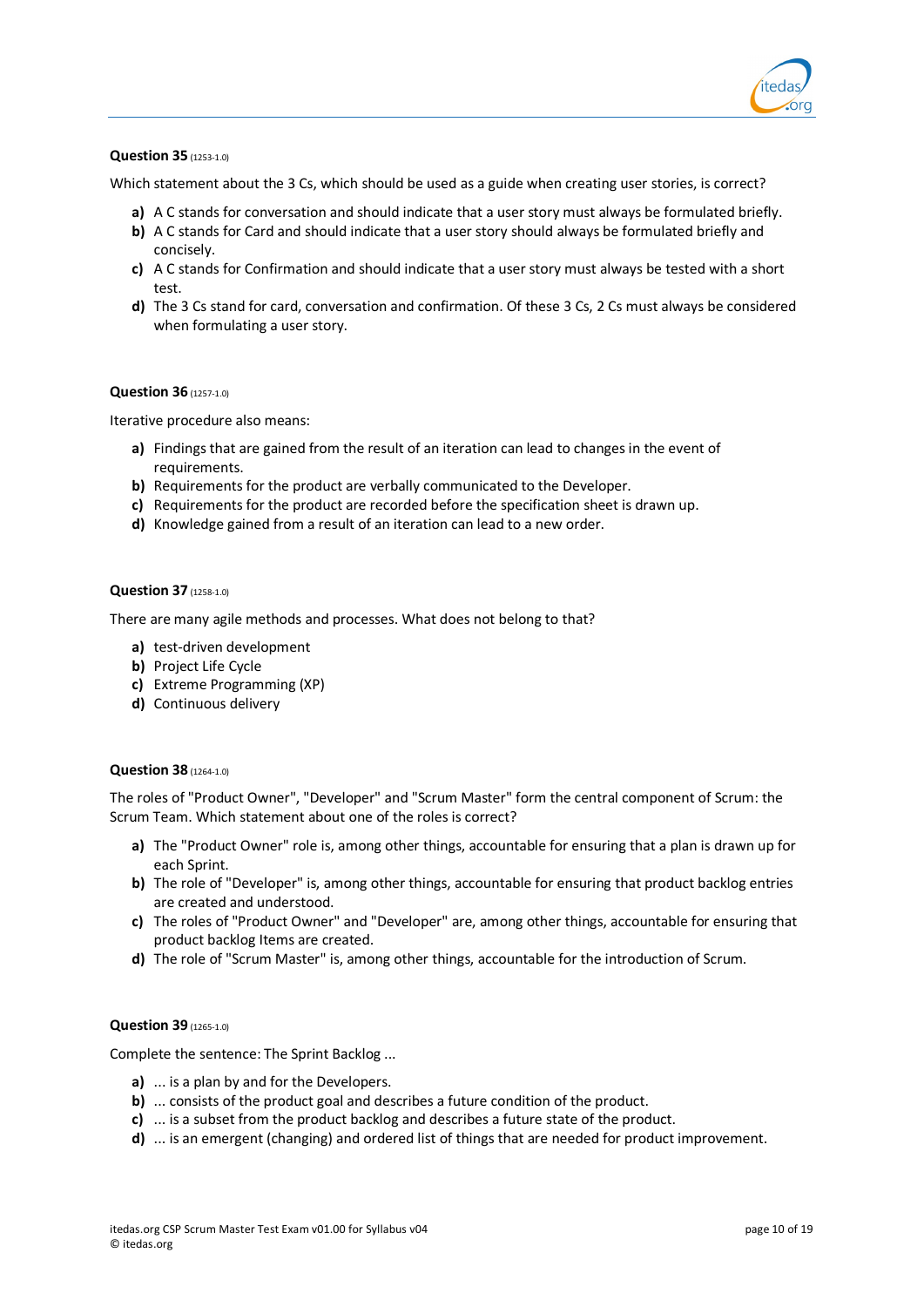**Question 35** (1253-1.0)

Which statement about the 3 Cs, which should be used as a guide when creating user stories, is correct?

- **a)** A C stands for conversation and should indicate that a user story must always be formulated briefly.
- **b)** A C stands for Card and should indicate that a user story should always be formulated briefly and concisely.
- **c)** A C stands for Confirmation and should indicate that a user story must always be tested with a short test.
- **d)** The 3 Cs stand for card, conversation and confirmation. Of these 3 Cs, 2 Cs must always be considered when formulating a user story.

**Question 36** (1257-1.0)

Iterative procedure also means:

- **a)** Findings that are gained from the result of an iteration can lead to changes in the event of requirements.
- **b)** Requirements for the product are verbally communicated to the Developer.
- **c)** Requirements for the product are recorded before the specification sheet is drawn up.
- **d)** Knowledge gained from a result of an iteration can lead to a new order.

**Question 37** (1258-1.0)

There are many agile methods and processes. What does not belong to that?

- **a)** test-driven development
- **b)** Project Life Cycle
- **c)** Extreme Programming (XP)
- **d)** Continuous delivery

**Question 38** (1264-1.0)

The roles of "Product Owner", "Developer" and "Scrum Master" form the central component of Scrum: the Scrum Team. Which statement about one of the roles is correct?

- **a)** The "Product Owner" role is, among other things, accountable for ensuring that a plan is drawn up for each Sprint.
- **b)** The role of "Developer" is, among other things, accountable for ensuring that product backlog entries are created and understood.
- **c)** The roles of "Product Owner" and "Developer" are, among other things, accountable for ensuring that product backlog Items are created.
- **d)** The role of "Scrum Master" is, among other things, accountable for the introduction of Scrum.

**Question 39** (1265-1.0)

Complete the sentence: The Sprint Backlog ...

- **a)** ... is a plan by and for the Developers.
- **b)** ... consists of the product goal and describes a future condition of the product.
- **c)** ... is a subset from the product backlog and describes a future state of the product.
- **d)** ... is an emergent (changing) and ordered list of things that are needed for product improvement.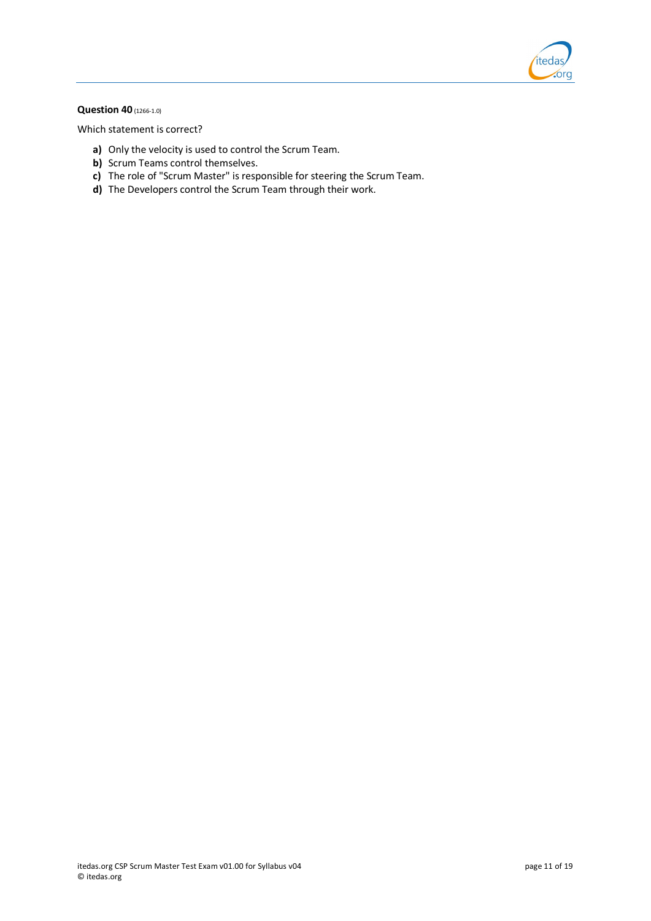**Question 40** (1266-1.0)

Which statement is correct?

- **a)** Only the velocity is used to control the Scrum Team.
- **b)** Scrum Teams control themselves.
- **c)** The role of "Scrum Master" is responsible for steering the Scrum Team.
- **d)** The Developers control the Scrum Team through their work.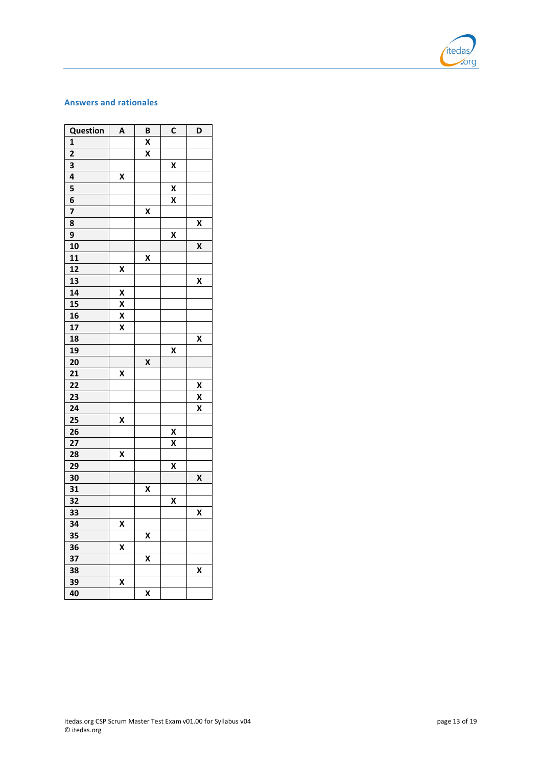## Answers and rationales

| Question | A | B | C | D |
|---|---|---|---|---|
| 1 | | X | | |
| 2 | | X | | |
| 3 | | | X | |
| 4 | X | | | |
| 5 | | | X | |
| 6 | | | X | |
| 7 | | X | | |
| 8 | | | | X |
| 9 | | | X | |
| 10 | | | | X |
| 11 | | X | | |
| 12 | X | | | |
| 13 | | | | X |
| 14 | X | | | |
| 15 | X | | | |
| 16 | X | | | |
| 17 | X | | | |
| 18 | | | | X |
| 19 | | | X | |
| 20 | | X | | |
| 21 | X | | | |
| 22 | | | | X |
| 23 | | | | X |
| 24 | | | | X |
| 25 | X | | | |
| 26 | | | X | |
| 27 | | | X | |
| 28 | X | | | |
| 29 | | | X | |
| 30 | | | | X |
| 31 | | X | | |
| 32 | | | X | |
| 33 | | | | X |
| 34 | X | | | |
| 35 | | X | | |
| 36 | X | | | |
| 37 | | X | | |
| 38 | | | | X |
| 39 | X | | | |
| 40 | | X | | |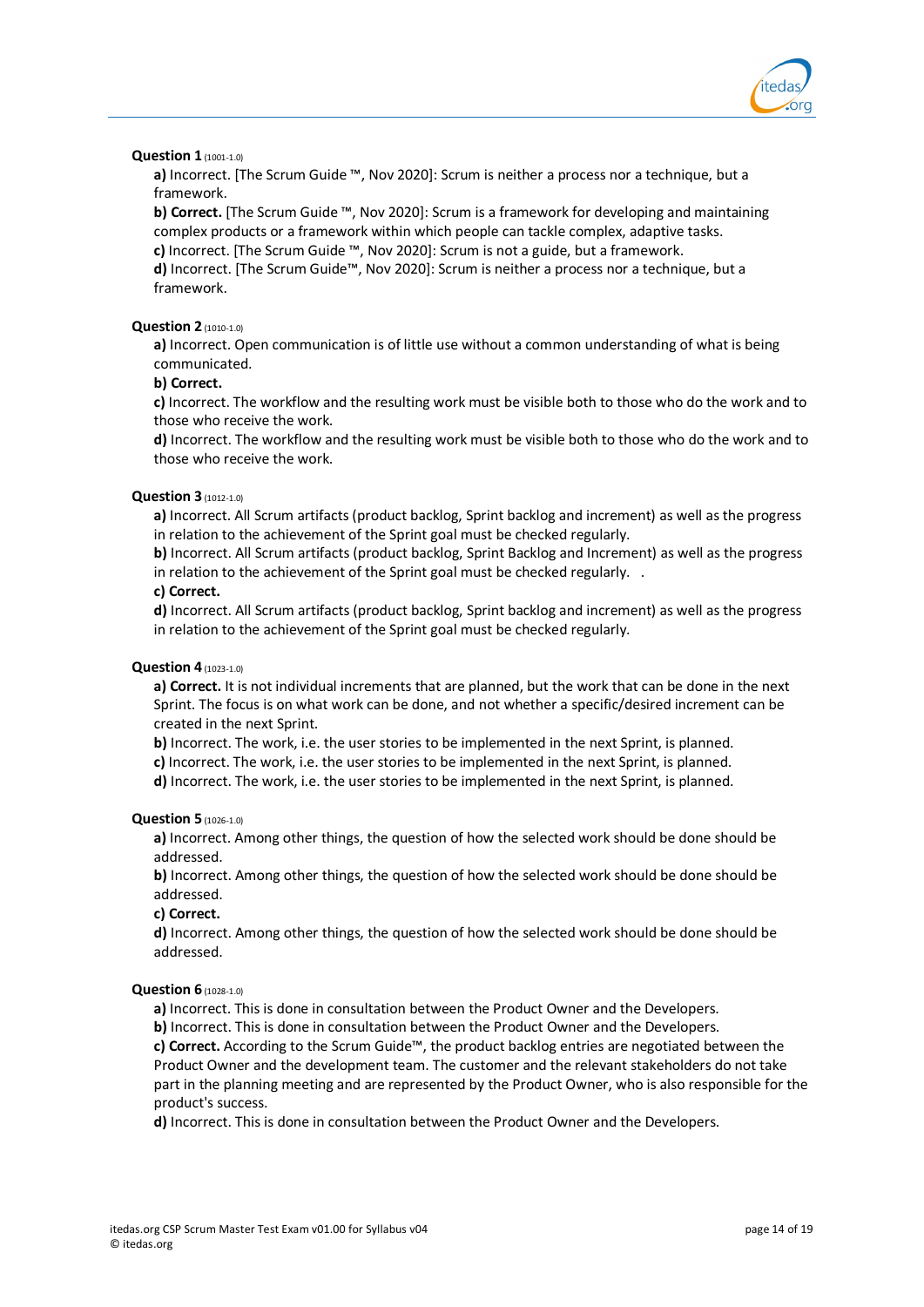**Question 1** (1001-1.0)

**a)** Incorrect. [The Scrum Guide ™, Nov 2020]: Scrum is neither a process nor a technique, but a framework.

**b) Correct.** [The Scrum Guide ™, Nov 2020]: Scrum is a framework for developing and maintaining complex products or a framework within which people can tackle complex, adaptive tasks.

**c)** Incorrect. [The Scrum Guide ™, Nov 2020]: Scrum is not a guide, but a framework.

**d)** Incorrect. [The Scrum Guide™, Nov 2020]: Scrum is neither a process nor a technique, but a framework.

**Question 2** (1010-1.0)

**a)** Incorrect. Open communication is of little use without a common understanding of what is being communicated.

**b) Correct.**

**c)** Incorrect. The workflow and the resulting work must be visible both to those who do the work and to those who receive the work.

**d)** Incorrect. The workflow and the resulting work must be visible both to those who do the work and to those who receive the work.

**Question 3** (1012-1.0)

**a)** Incorrect. All Scrum artifacts (product backlog, Sprint backlog and increment) as well as the progress in relation to the achievement of the Sprint goal must be checked regularly.

**b)** Incorrect. All Scrum artifacts (product backlog, Sprint Backlog and Increment) as well as the progress in relation to the achievement of the Sprint goal must be checked regularly. .

**c) Correct.**

**d)** Incorrect. All Scrum artifacts (product backlog, Sprint backlog and increment) as well as the progress in relation to the achievement of the Sprint goal must be checked regularly.

**Question 4** (1023-1.0)

**a) Correct.** It is not individual increments that are planned, but the work that can be done in the next Sprint. The focus is on what work can be done, and not whether a specific/desired increment can be created in the next Sprint.

**b)** Incorrect. The work, i.e. the user stories to be implemented in the next Sprint, is planned.

**c)** Incorrect. The work, i.e. the user stories to be implemented in the next Sprint, is planned.

**d)** Incorrect. The work, i.e. the user stories to be implemented in the next Sprint, is planned.

**Question 5** (1026-1.0)

**a)** Incorrect. Among other things, the question of how the selected work should be done should be addressed.

**b)** Incorrect. Among other things, the question of how the selected work should be done should be addressed.

**c) Correct.**

**d)** Incorrect. Among other things, the question of how the selected work should be done should be addressed.

**Question 6** (1028-1.0)

**a)** Incorrect. This is done in consultation between the Product Owner and the Developers.

**b)** Incorrect. This is done in consultation between the Product Owner and the Developers.

**c) Correct.** According to the Scrum Guide™, the product backlog entries are negotiated between the Product Owner and the development team. The customer and the relevant stakeholders do not take part in the planning meeting and are represented by the Product Owner, who is also responsible for the product's success.

**d)** Incorrect. This is done in consultation between the Product Owner and the Developers.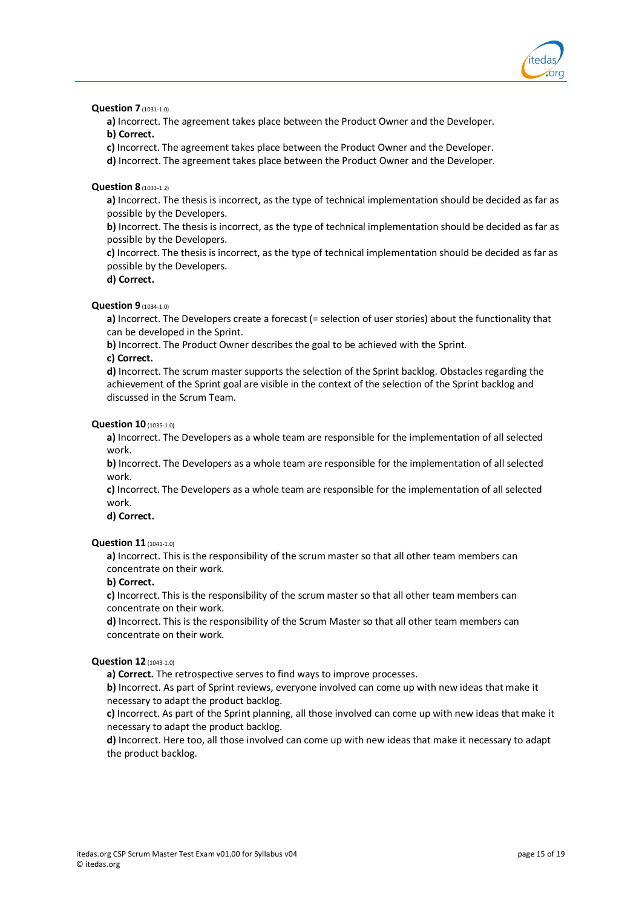**Question 7** (1031-1.0)

**a)** Incorrect. The agreement takes place between the Product Owner and the Developer.
**b) Correct.**
**c)** Incorrect. The agreement takes place between the Product Owner and the Developer.
**d)** Incorrect. The agreement takes place between the Product Owner and the Developer.

**Question 8** (1033-1.2)

**a)** Incorrect. The thesis is incorrect, as the type of technical implementation should be decided as far as possible by the Developers.
**b)** Incorrect. The thesis is incorrect, as the type of technical implementation should be decided as far as possible by the Developers.
**c)** Incorrect. The thesis is incorrect, as the type of technical implementation should be decided as far as possible by the Developers.
**d) Correct.**

**Question 9** (1034-1.0)

**a)** Incorrect. The Developers create a forecast (= selection of user stories) about the functionality that can be developed in the Sprint.
**b)** Incorrect. The Product Owner describes the goal to be achieved with the Sprint.
**c) Correct.**
**d)** Incorrect. The scrum master supports the selection of the Sprint backlog. Obstacles regarding the achievement of the Sprint goal are visible in the context of the selection of the Sprint backlog and discussed in the Scrum Team.

**Question 10** (1035-1.0)

**a)** Incorrect. The Developers as a whole team are responsible for the implementation of all selected work.
**b)** Incorrect. The Developers as a whole team are responsible for the implementation of all selected work.
**c)** Incorrect. The Developers as a whole team are responsible for the implementation of all selected work.
**d) Correct.**

**Question 11** (1041-1.0)

**a)** Incorrect. This is the responsibility of the scrum master so that all other team members can concentrate on their work.
**b) Correct.**
**c)** Incorrect. This is the responsibility of the scrum master so that all other team members can concentrate on their work.
**d)** Incorrect. This is the responsibility of the Scrum Master so that all other team members can concentrate on their work.

**Question 12** (1043-1.0)

**a) Correct.** The retrospective serves to find ways to improve processes.
**b)** Incorrect. As part of Sprint reviews, everyone involved can come up with new ideas that make it necessary to adapt the product backlog.
**c)** Incorrect. As part of the Sprint planning, all those involved can come up with new ideas that make it necessary to adapt the product backlog.
**d)** Incorrect. Here too, all those involved can come up with new ideas that make it necessary to adapt the product backlog.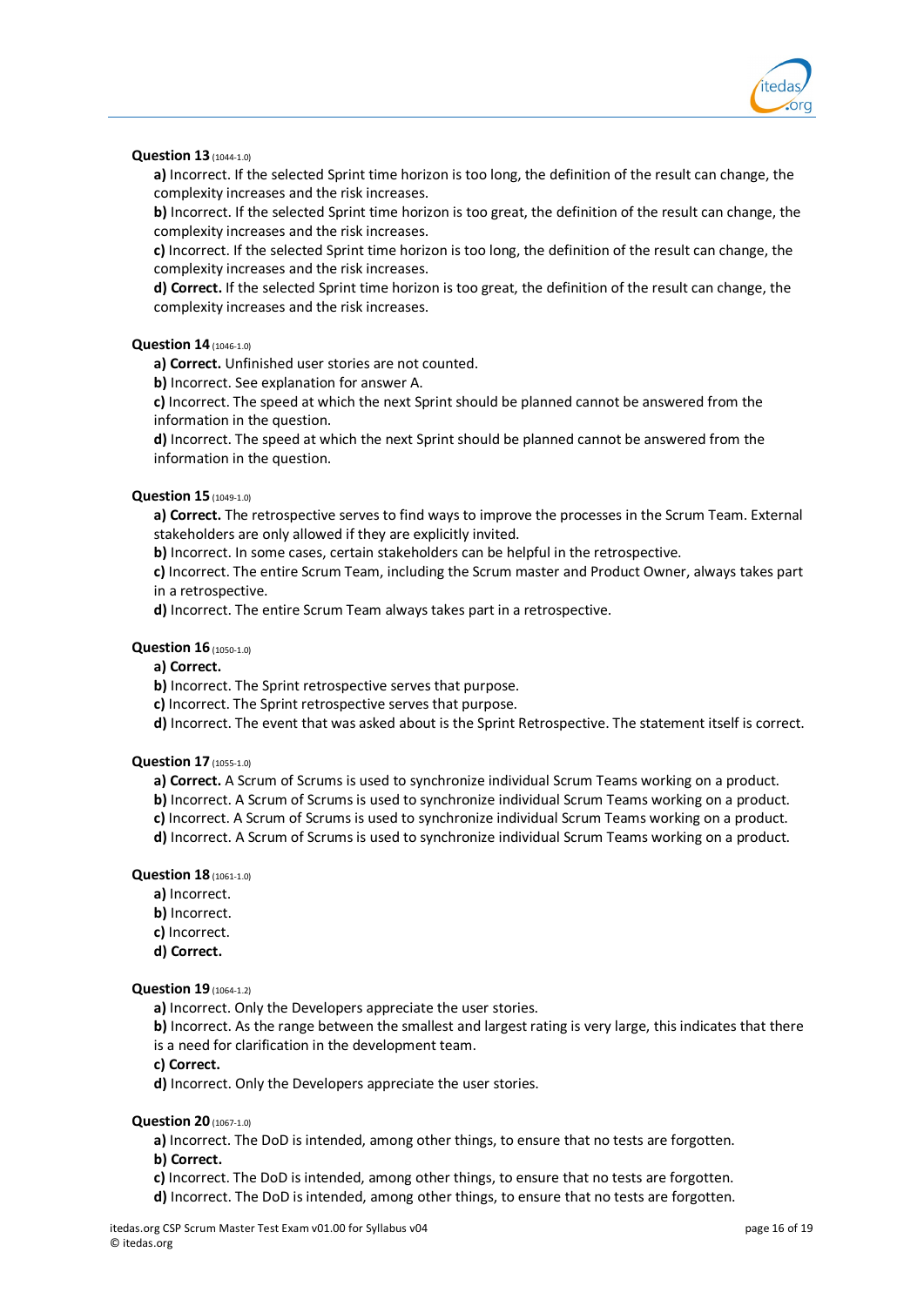**Question 13** (1044-1.0)

**a)** Incorrect. If the selected Sprint time horizon is too long, the definition of the result can change, the complexity increases and the risk increases.

**b)** Incorrect. If the selected Sprint time horizon is too great, the definition of the result can change, the complexity increases and the risk increases.

**c)** Incorrect. If the selected Sprint time horizon is too long, the definition of the result can change, the complexity increases and the risk increases.

**d) Correct.** If the selected Sprint time horizon is too great, the definition of the result can change, the complexity increases and the risk increases.

**Question 14** (1046-1.0)

**a) Correct.** Unfinished user stories are not counted.

**b)** Incorrect. See explanation for answer A.

**c)** Incorrect. The speed at which the next Sprint should be planned cannot be answered from the information in the question.

**d)** Incorrect. The speed at which the next Sprint should be planned cannot be answered from the information in the question.

**Question 15** (1049-1.0)

**a) Correct.** The retrospective serves to find ways to improve the processes in the Scrum Team. External stakeholders are only allowed if they are explicitly invited.

**b)** Incorrect. In some cases, certain stakeholders can be helpful in the retrospective.

**c)** Incorrect. The entire Scrum Team, including the Scrum master and Product Owner, always takes part in a retrospective.

**d)** Incorrect. The entire Scrum Team always takes part in a retrospective.

**Question 16** (1050-1.0)

**a) Correct.**

**b)** Incorrect. The Sprint retrospective serves that purpose.

**c)** Incorrect. The Sprint retrospective serves that purpose.

**d)** Incorrect. The event that was asked about is the Sprint Retrospective. The statement itself is correct.

**Question 17** (1055-1.0)

**a) Correct.** A Scrum of Scrums is used to synchronize individual Scrum Teams working on a product.

**b)** Incorrect. A Scrum of Scrums is used to synchronize individual Scrum Teams working on a product.

**c)** Incorrect. A Scrum of Scrums is used to synchronize individual Scrum Teams working on a product.

**d)** Incorrect. A Scrum of Scrums is used to synchronize individual Scrum Teams working on a product.

**Question 18** (1061-1.0)

**a)** Incorrect.

**b)** Incorrect.

**c)** Incorrect.

**d) Correct.**

**Question 19** (1064-1.2)

**a)** Incorrect. Only the Developers appreciate the user stories.

**b)** Incorrect. As the range between the smallest and largest rating is very large, this indicates that there is a need for clarification in the development team.

**c) Correct.**

**d)** Incorrect. Only the Developers appreciate the user stories.

**Question 20** (1067-1.0)

**a)** Incorrect. The DoD is intended, among other things, to ensure that no tests are forgotten.

**b) Correct.**

**c)** Incorrect. The DoD is intended, among other things, to ensure that no tests are forgotten.

**d)** Incorrect. The DoD is intended, among other things, to ensure that no tests are forgotten.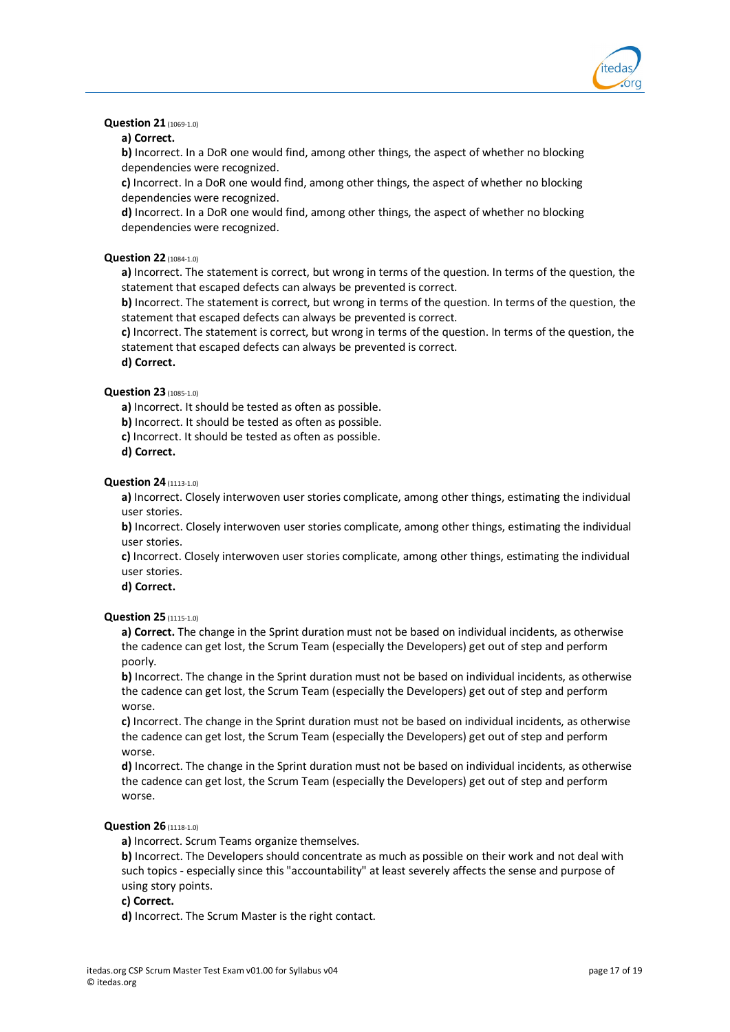**Question 21** (1069-1.0)

**a) Correct.**

**b)** Incorrect. In a DoR one would find, among other things, the aspect of whether no blocking dependencies were recognized.

**c)** Incorrect. In a DoR one would find, among other things, the aspect of whether no blocking dependencies were recognized.

**d)** Incorrect. In a DoR one would find, among other things, the aspect of whether no blocking dependencies were recognized.

**Question 22** (1084-1.0)

**a)** Incorrect. The statement is correct, but wrong in terms of the question. In terms of the question, the statement that escaped defects can always be prevented is correct.

**b)** Incorrect. The statement is correct, but wrong in terms of the question. In terms of the question, the statement that escaped defects can always be prevented is correct.

**c)** Incorrect. The statement is correct, but wrong in terms of the question. In terms of the question, the statement that escaped defects can always be prevented is correct.

**d) Correct.**

**Question 23** (1085-1.0)

**a)** Incorrect. It should be tested as often as possible.

**b)** Incorrect. It should be tested as often as possible.

**c)** Incorrect. It should be tested as often as possible.

**d) Correct.**

**Question 24** (1113-1.0)

**a)** Incorrect. Closely interwoven user stories complicate, among other things, estimating the individual user stories.

**b)** Incorrect. Closely interwoven user stories complicate, among other things, estimating the individual user stories.

**c)** Incorrect. Closely interwoven user stories complicate, among other things, estimating the individual user stories.

**d) Correct.**

**Question 25** (1115-1.0)

**a) Correct.** The change in the Sprint duration must not be based on individual incidents, as otherwise the cadence can get lost, the Scrum Team (especially the Developers) get out of step and perform poorly.

**b)** Incorrect. The change in the Sprint duration must not be based on individual incidents, as otherwise the cadence can get lost, the Scrum Team (especially the Developers) get out of step and perform worse.

**c)** Incorrect. The change in the Sprint duration must not be based on individual incidents, as otherwise the cadence can get lost, the Scrum Team (especially the Developers) get out of step and perform worse.

**d)** Incorrect. The change in the Sprint duration must not be based on individual incidents, as otherwise the cadence can get lost, the Scrum Team (especially the Developers) get out of step and perform worse.

**Question 26** (1118-1.0)

**a)** Incorrect. Scrum Teams organize themselves.

**b)** Incorrect. The Developers should concentrate as much as possible on their work and not deal with such topics - especially since this "accountability" at least severely affects the sense and purpose of using story points.

**c) Correct.**

**d)** Incorrect. The Scrum Master is the right contact.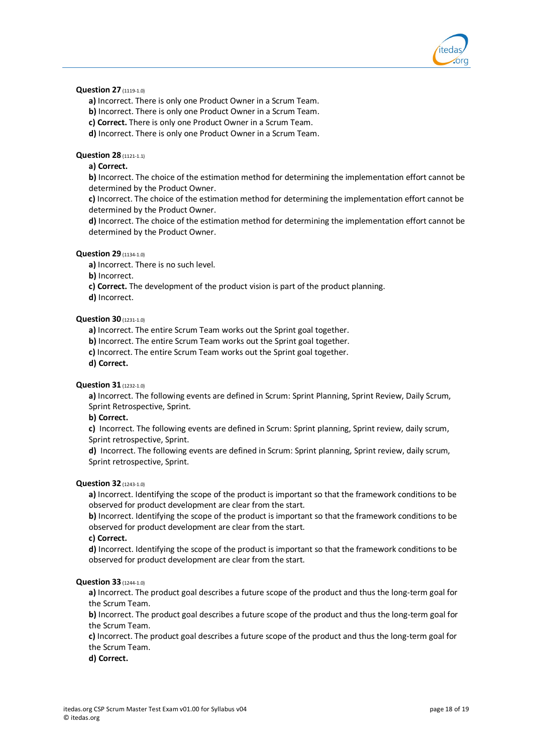**Question 27** (1119-1.0)

**a)** Incorrect. There is only one Product Owner in a Scrum Team.
**b)** Incorrect. There is only one Product Owner in a Scrum Team.
**c) Correct.** There is only one Product Owner in a Scrum Team.
**d)** Incorrect. There is only one Product Owner in a Scrum Team.

**Question 28** (1121-1.1)

**a) Correct.**
**b)** Incorrect. The choice of the estimation method for determining the implementation effort cannot be determined by the Product Owner.
**c)** Incorrect. The choice of the estimation method for determining the implementation effort cannot be determined by the Product Owner.
**d)** Incorrect. The choice of the estimation method for determining the implementation effort cannot be determined by the Product Owner.

**Question 29** (1134-1.0)

**a)** Incorrect. There is no such level.
**b)** Incorrect.
**c) Correct.** The development of the product vision is part of the product planning.
**d)** Incorrect.

**Question 30** (1231-1.0)

**a)** Incorrect. The entire Scrum Team works out the Sprint goal together.
**b)** Incorrect. The entire Scrum Team works out the Sprint goal together.
**c)** Incorrect. The entire Scrum Team works out the Sprint goal together.
**d) Correct.**

**Question 31** (1232-1.0)

**a)** Incorrect. The following events are defined in Scrum: Sprint Planning, Sprint Review, Daily Scrum, Sprint Retrospective, Sprint.
**b) Correct.**
**c)** Incorrect. The following events are defined in Scrum: Sprint planning, Sprint review, daily scrum, Sprint retrospective, Sprint.
**d)** Incorrect. The following events are defined in Scrum: Sprint planning, Sprint review, daily scrum, Sprint retrospective, Sprint.

**Question 32** (1243-1.0)

**a)** Incorrect. Identifying the scope of the product is important so that the framework conditions to be observed for product development are clear from the start.
**b)** Incorrect. Identifying the scope of the product is important so that the framework conditions to be observed for product development are clear from the start.
**c) Correct.**
**d)** Incorrect. Identifying the scope of the product is important so that the framework conditions to be observed for product development are clear from the start.

**Question 33** (1244-1.0)

**a)** Incorrect. The product goal describes a future scope of the product and thus the long-term goal for the Scrum Team.
**b)** Incorrect. The product goal describes a future scope of the product and thus the long-term goal for the Scrum Team.
**c)** Incorrect. The product goal describes a future scope of the product and thus the long-term goal for the Scrum Team.
**d) Correct.**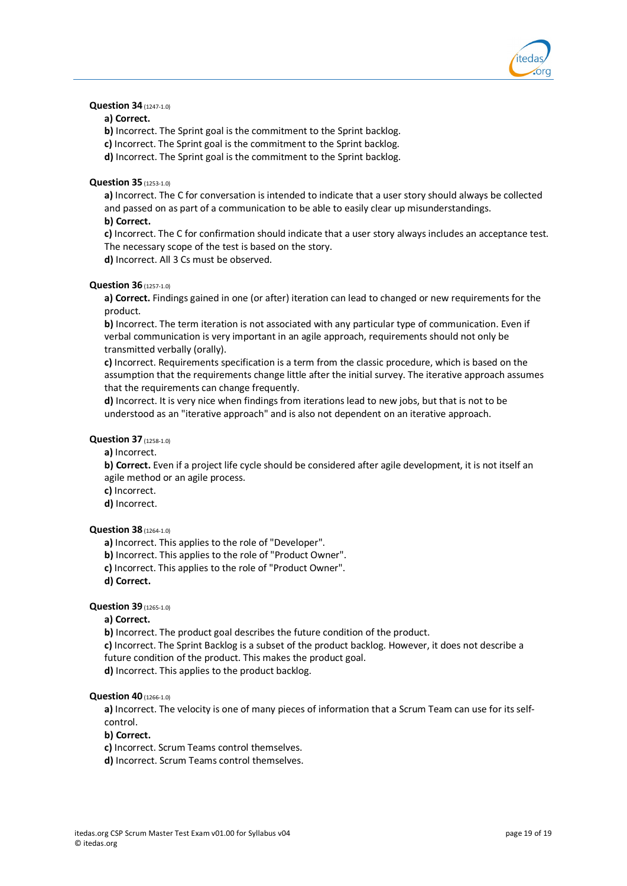**Question 34** (1247-1.0)

**a) Correct.**

**b)** Incorrect. The Sprint goal is the commitment to the Sprint backlog.

**c)** Incorrect. The Sprint goal is the commitment to the Sprint backlog.

**d)** Incorrect. The Sprint goal is the commitment to the Sprint backlog.

**Question 35** (1253-1.0)

**a)** Incorrect. The C for conversation is intended to indicate that a user story should always be collected and passed on as part of a communication to be able to easily clear up misunderstandings.

**b) Correct.**

**c)** Incorrect. The C for confirmation should indicate that a user story always includes an acceptance test. The necessary scope of the test is based on the story.

**d)** Incorrect. All 3 Cs must be observed.

**Question 36** (1257-1.0)

**a) Correct.** Findings gained in one (or after) iteration can lead to changed or new requirements for the product.

**b)** Incorrect. The term iteration is not associated with any particular type of communication. Even if verbal communication is very important in an agile approach, requirements should not only be transmitted verbally (orally).

**c)** Incorrect. Requirements specification is a term from the classic procedure, which is based on the assumption that the requirements change little after the initial survey. The iterative approach assumes that the requirements can change frequently.

**d)** Incorrect. It is very nice when findings from iterations lead to new jobs, but that is not to be understood as an "iterative approach" and is also not dependent on an iterative approach.

**Question 37** (1258-1.0)

**a)** Incorrect.

**b) Correct.** Even if a project life cycle should be considered after agile development, it is not itself an agile method or an agile process.

**c)** Incorrect.

**d)** Incorrect.

**Question 38** (1264-1.0)

**a)** Incorrect. This applies to the role of "Developer".

**b)** Incorrect. This applies to the role of "Product Owner".

**c)** Incorrect. This applies to the role of "Product Owner".

**d) Correct.**

**Question 39** (1265-1.0)

**a) Correct.**

**b)** Incorrect. The product goal describes the future condition of the product.

**c)** Incorrect. The Sprint Backlog is a subset of the product backlog. However, it does not describe a future condition of the product. This makes the product goal.

**d)** Incorrect. This applies to the product backlog.

**Question 40** (1266-1.0)

**a)** Incorrect. The velocity is one of many pieces of information that a Scrum Team can use for its self-control.

**b) Correct.**

**c)** Incorrect. Scrum Teams control themselves.

**d)** Incorrect. Scrum Teams control themselves.